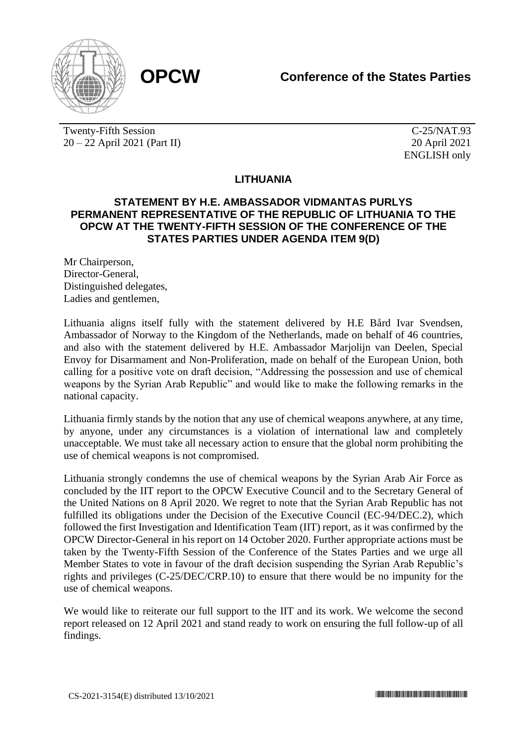**OPCW**

**Conference of the States Parties**

Twenty-Fifth Session
20 – 22 April 2021 (Part II)

C-25/NAT.93
20 April 2021
ENGLISH only

# LITHUANIA

## STATEMENT BY H.E. AMBASSADOR VIDMANTAS PURLYS PERMANENT REPRESENTATIVE OF THE REPUBLIC OF LITHUANIA TO THE OPCW AT THE TWENTY-FIFTH SESSION OF THE CONFERENCE OF THE STATES PARTIES UNDER AGENDA ITEM 9(D)

Mr Chairperson,
Director-General,
Distinguished delegates,
Ladies and gentlemen,

Lithuania aligns itself fully with the statement delivered by H.E Bård Ivar Svendsen, Ambassador of Norway to the Kingdom of the Netherlands, made on behalf of 46 countries, and also with the statement delivered by H.E. Ambassador Marjolijn van Deelen, Special Envoy for Disarmament and Non-Proliferation, made on behalf of the European Union, both calling for a positive vote on draft decision, "Addressing the possession and use of chemical weapons by the Syrian Arab Republic" and would like to make the following remarks in the national capacity.

Lithuania firmly stands by the notion that any use of chemical weapons anywhere, at any time, by anyone, under any circumstances is a violation of international law and completely unacceptable. We must take all necessary action to ensure that the global norm prohibiting the use of chemical weapons is not compromised.

Lithuania strongly condemns the use of chemical weapons by the Syrian Arab Air Force as concluded by the IIT report to the OPCW Executive Council and to the Secretary General of the United Nations on 8 April 2020. We regret to note that the Syrian Arab Republic has not fulfilled its obligations under the Decision of the Executive Council (EC-94/DEC.2), which followed the first Investigation and Identification Team (IIT) report, as it was confirmed by the OPCW Director-General in his report on 14 October 2020. Further appropriate actions must be taken by the Twenty-Fifth Session of the Conference of the States Parties and we urge all Member States to vote in favour of the draft decision suspending the Syrian Arab Republic's rights and privileges (C-25/DEC/CRP.10) to ensure that there would be no impunity for the use of chemical weapons.

We would like to reiterate our full support to the IIT and its work. We welcome the second report released on 12 April 2021 and stand ready to work on ensuring the full follow-up of all findings.

CS-2021-3154(E) distributed 13/10/2021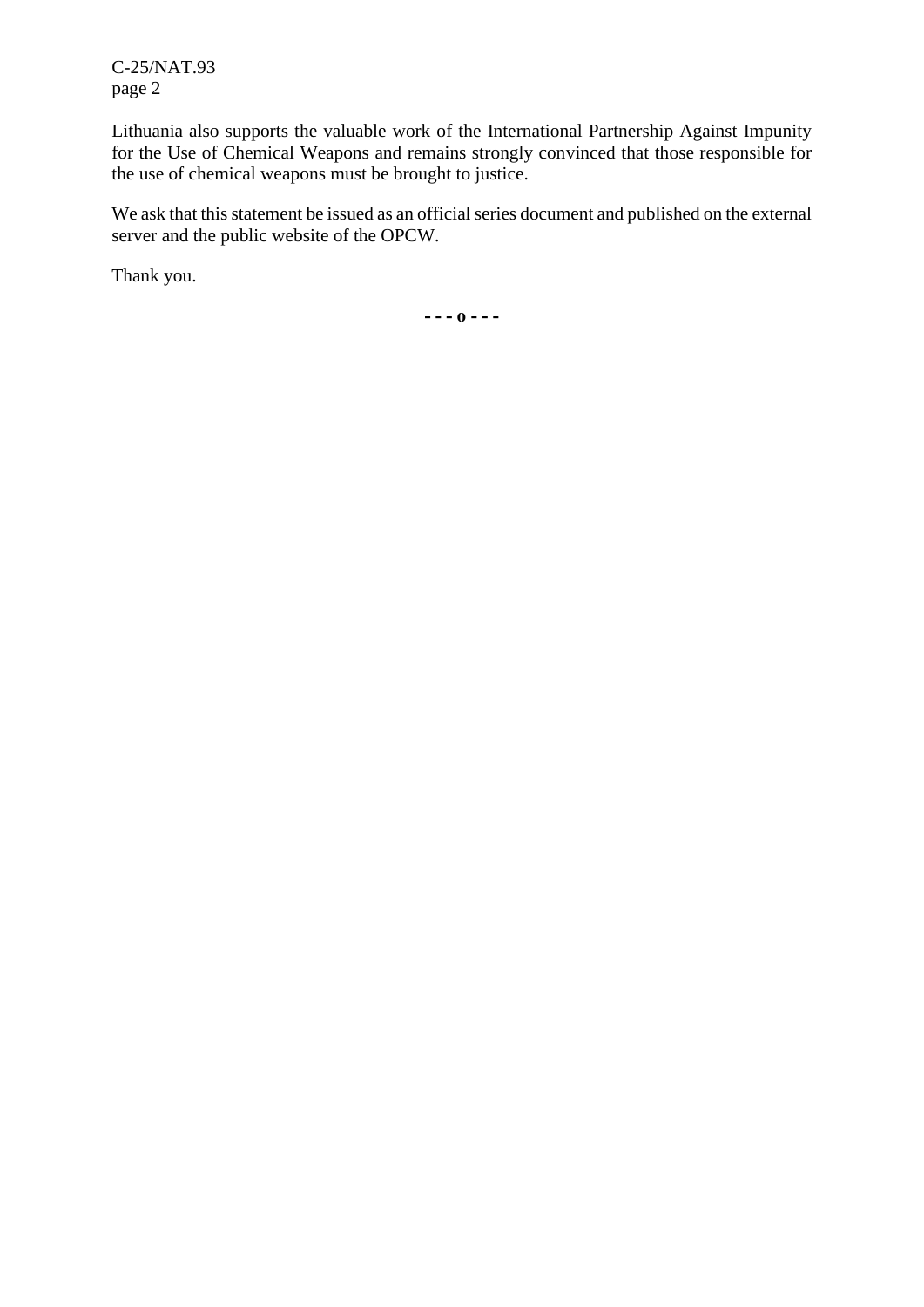Lithuania also supports the valuable work of the International Partnership Against Impunity for the Use of Chemical Weapons and remains strongly convinced that those responsible for the use of chemical weapons must be brought to justice.

We ask that this statement be issued as an official series document and published on the external server and the public website of the OPCW.

Thank you.

**- - - o - - -**